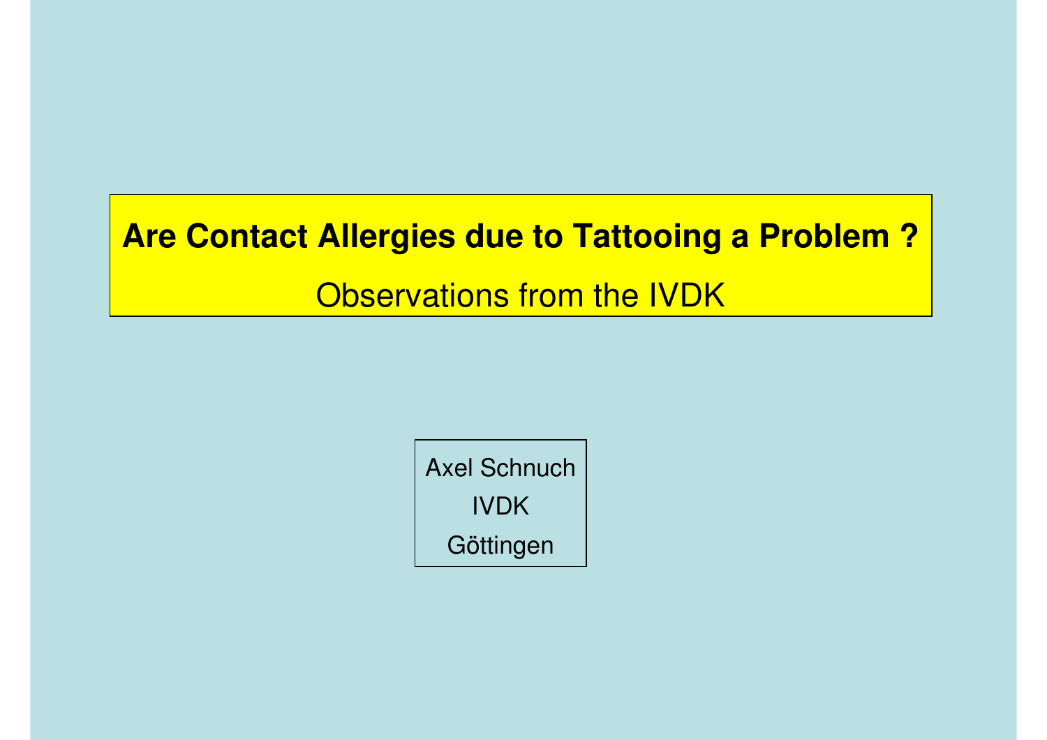# Are Contact Allergies due to Tattooing a Problem ?

## Observations from the IVDK

Axel Schnuch

IVDK

Göttingen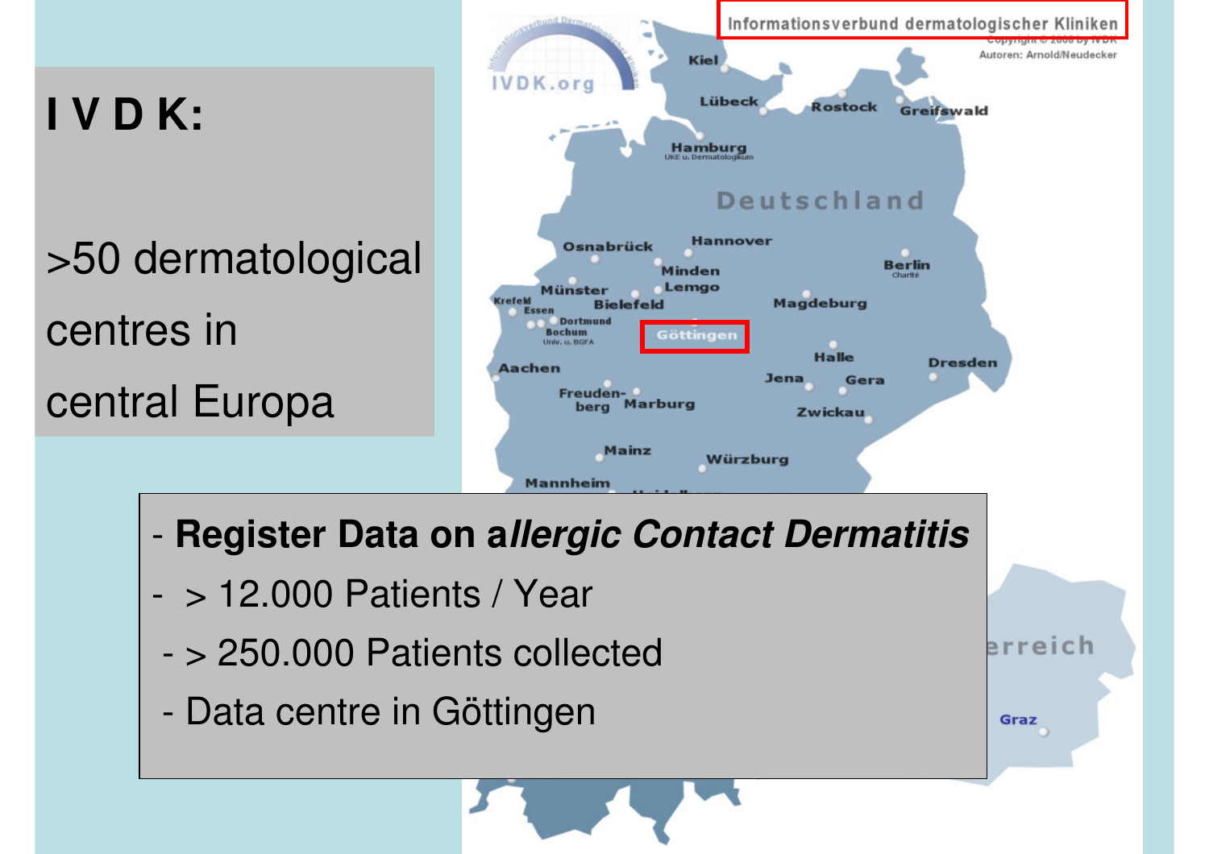# I V D K:

>50 dermatological centres in central Europa

Informationsverbund dermatologischer Kliniken

- **Register Data on a*llergic Contact Dermatitis***
- > 12.000 Patients / Year
- > 250.000 Patients collected
- Data centre in Göttingen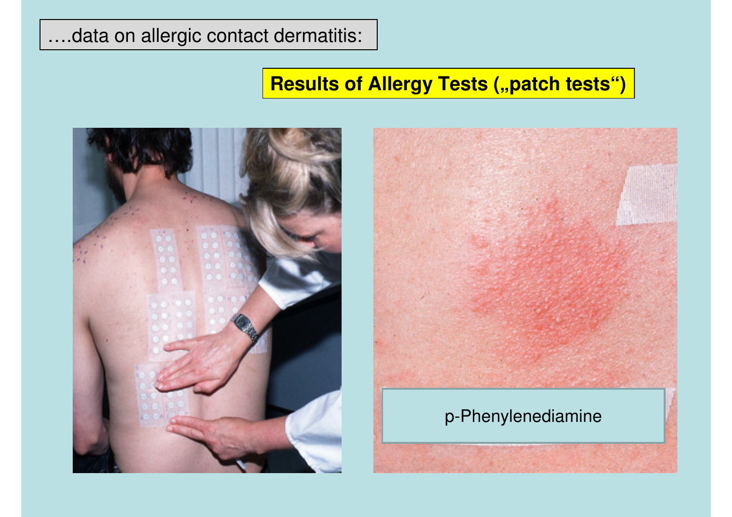….data on allergic contact dermatitis:

**Results of Allergy Tests („patch tests“)**

p-Phenylenediamine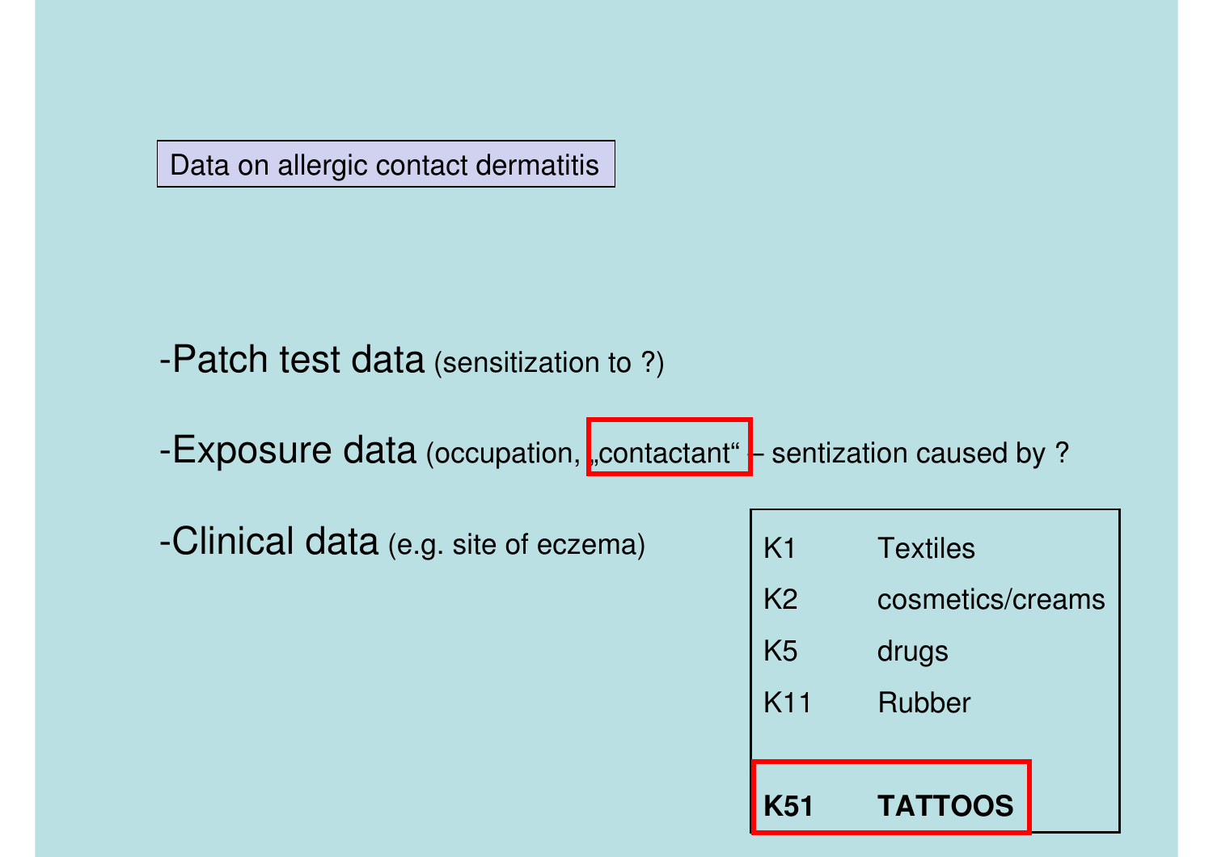## Data on allergic contact dermatitis

- Patch test data (sensitization to ?)
- Exposure data (occupation, „contactant“ – sentization caused by ?
- Clinical data (e.g. site of eczema)

| | |
|---|---|
| K1 | Textiles |
| K2 | cosmetics/creams |
| K5 | drugs |
| K11 | Rubber |
| **K51** | **TATTOOS** |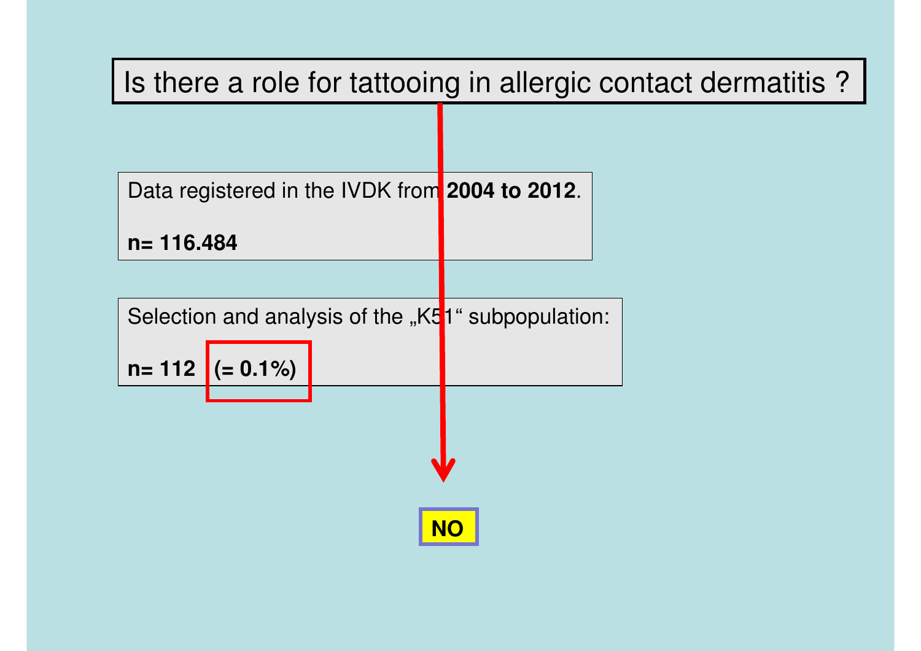# Is there a role for tattooing in allergic contact dermatitis ?

Data registered in the IVDK from **2004 to 2012**.

**n= 116.484**

Selection and analysis of the „K51" subpopulation:

**n= 112 (= 0.1%)**

**NO**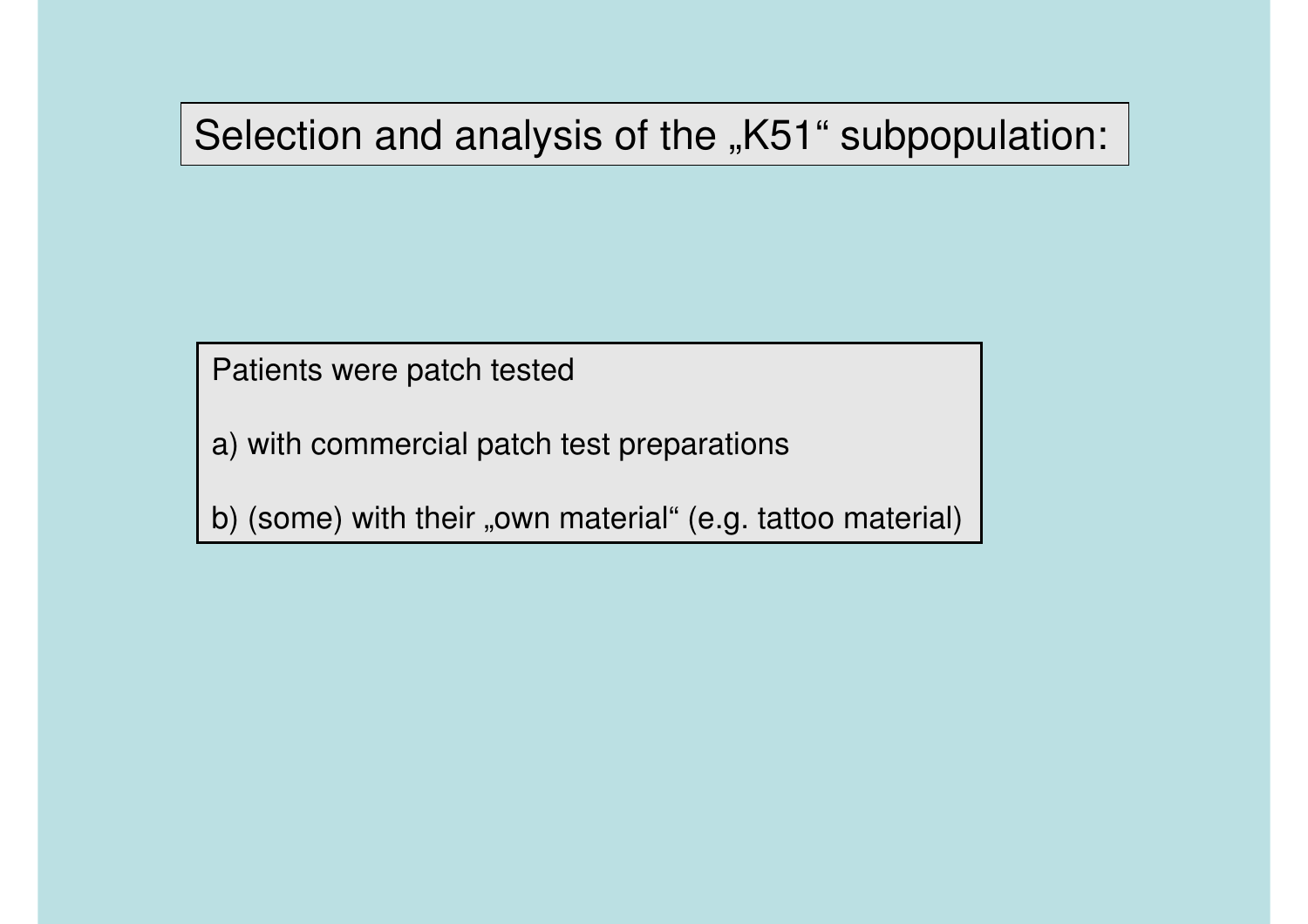# Selection and analysis of the „K51" subpopulation:

Patients were patch tested

a) with commercial patch test preparations

b) (some) with their „own material" (e.g. tattoo material)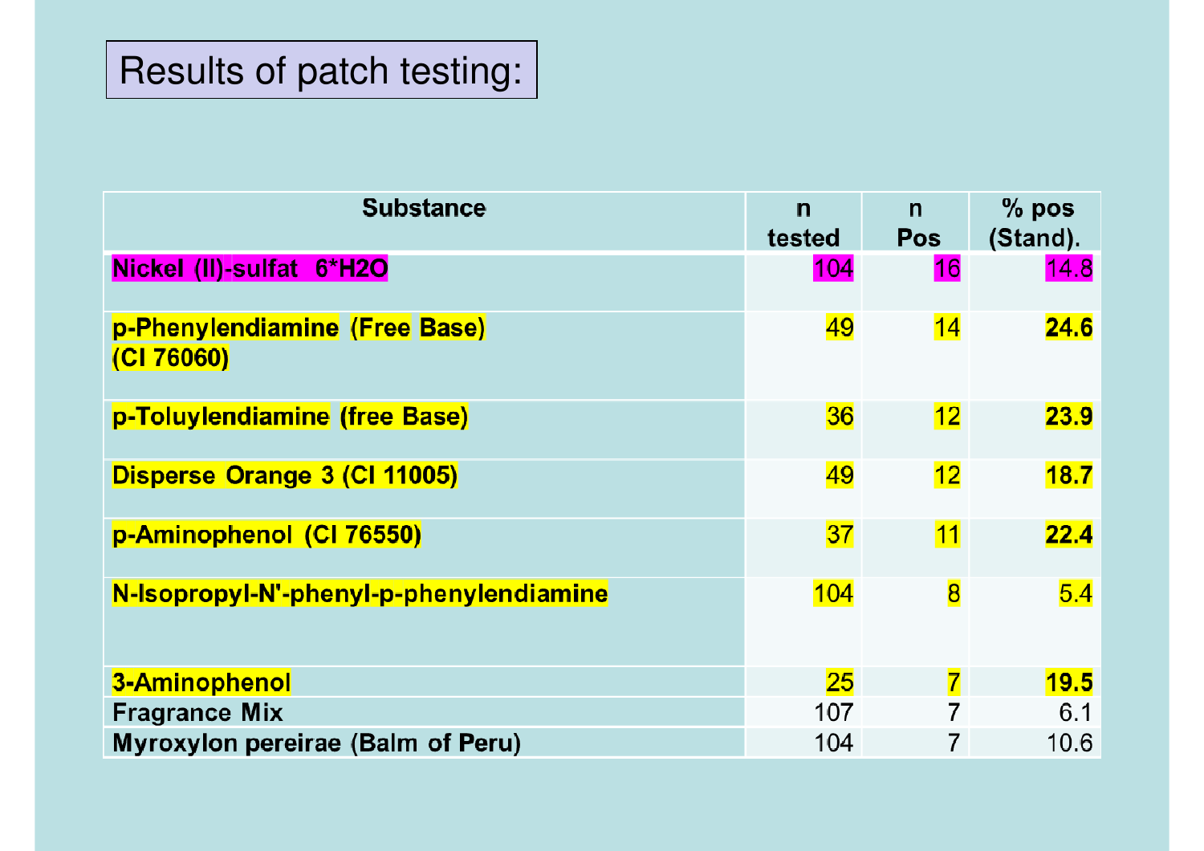# Results of patch testing:

| Substance | n tested | n Pos | % pos (Stand). |
|---|---|---|---|
| Nickel (II)-sulfat 6*H2O | 104 | 16 | 14.8 |
| p-Phenylendiamine (Free Base) (CI 76060) | 49 | 14 | **24.6** |
| p-Toluylendiamine (free Base) | 36 | 12 | **23.9** |
| Disperse Orange 3 (CI 11005) | 49 | 12 | **18.7** |
| p-Aminophenol (CI 76550) | 37 | 11 | **22.4** |
| N-Isopropyl-N'-phenyl-p-phenylendiamine | 104 | 8 | 5.4 |
| 3-Aminophenol | 25 | 7 | **19.5** |
| Fragrance Mix | 107 | 7 | 6.1 |
| Myroxylon pereirae (Balm of Peru) | 104 | 7 | 10.6 |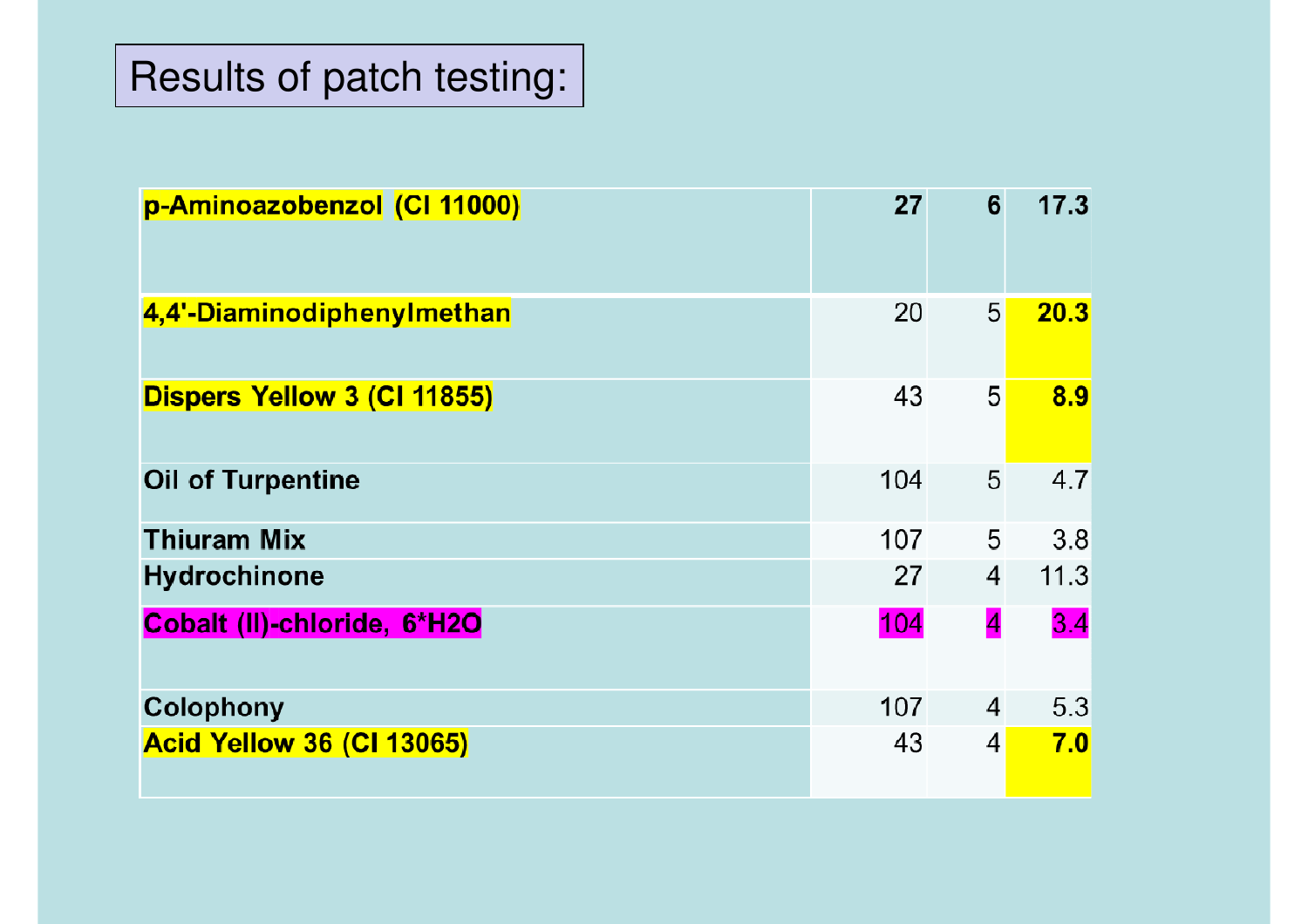# Results of patch testing:

| | | | |
|---|---|---|---|
| **p-Aminoazobenzol (CI 11000)** | **27** | **6** | **17.3** |
| **4,4'-Diaminodiphenylmethan** | 20 | 5 | **20.3** |
| **Dispers Yellow 3 (CI 11855)** | 43 | 5 | **8.9** |
| **Oil of Turpentine** | 104 | 5 | 4.7 |
| **Thiuram Mix** | 107 | 5 | 3.8 |
| **Hydrochinone** | 27 | 4 | 11.3 |
| **Cobalt (II)-chloride, 6*H2O** | 104 | 4 | 3.4 |
| **Colophony** | 107 | 4 | 5.3 |
| **Acid Yellow 36 (CI 13065)** | 43 | 4 | **7.0** |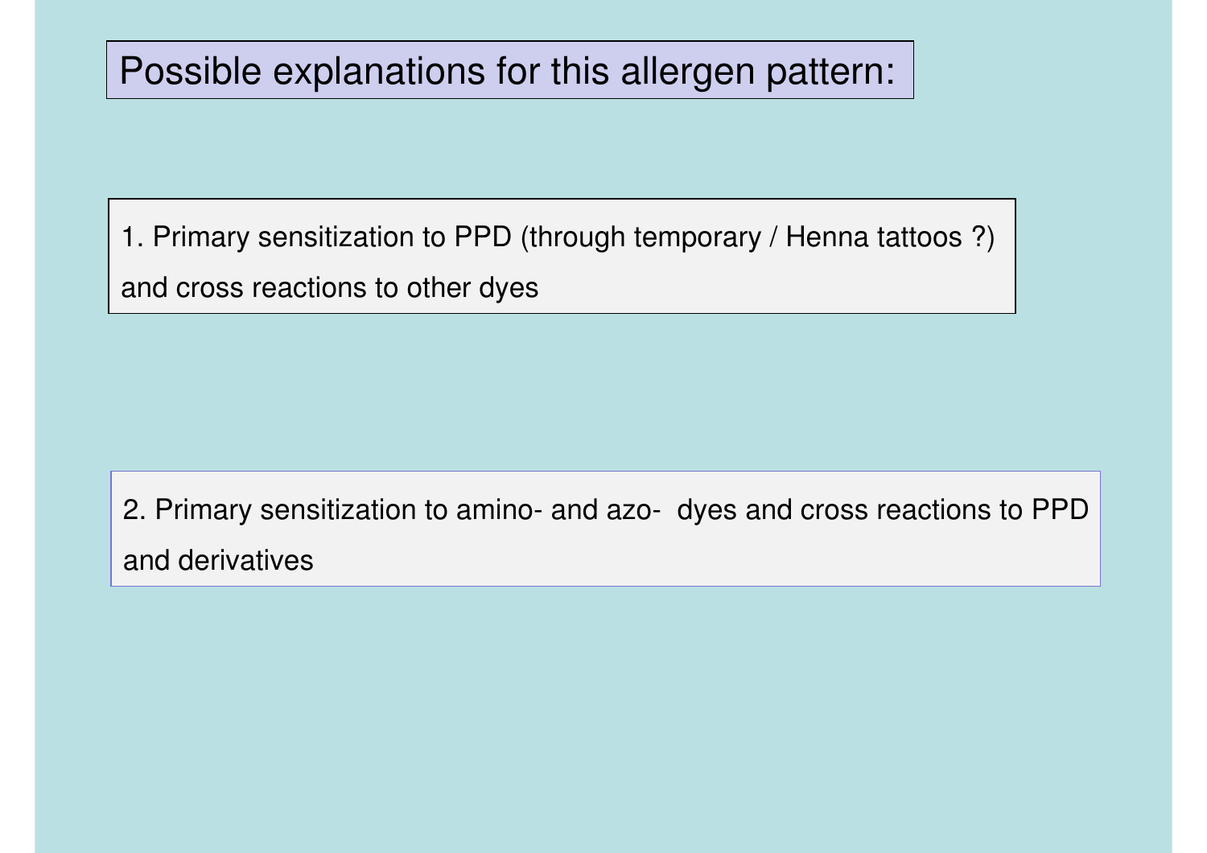# Possible explanations for this allergen pattern:

1. Primary sensitization to PPD (through temporary / Henna tattoos ?) and cross reactions to other dyes

2. Primary sensitization to amino- and azo- dyes and cross reactions to PPD and derivatives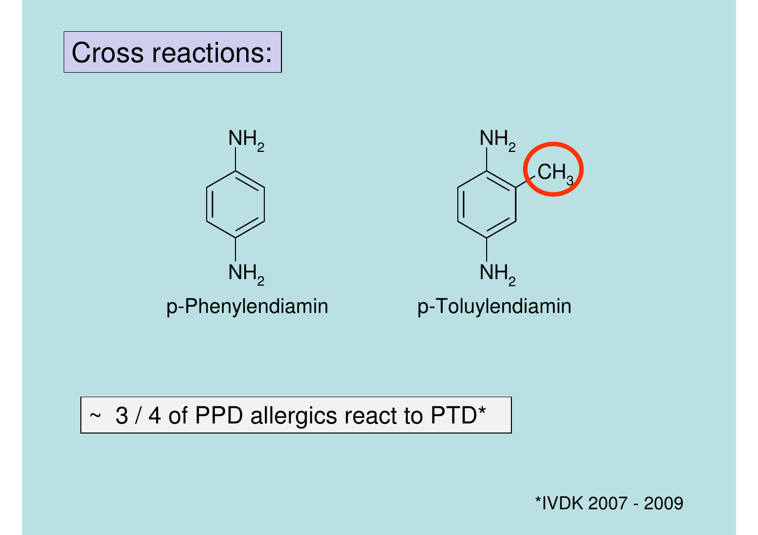# Cross reactions:

p-Phenylendiamin

p-Toluylendiamin

~ 3 / 4 of PPD allergics react to PTD*

*IVDK 2007 - 2009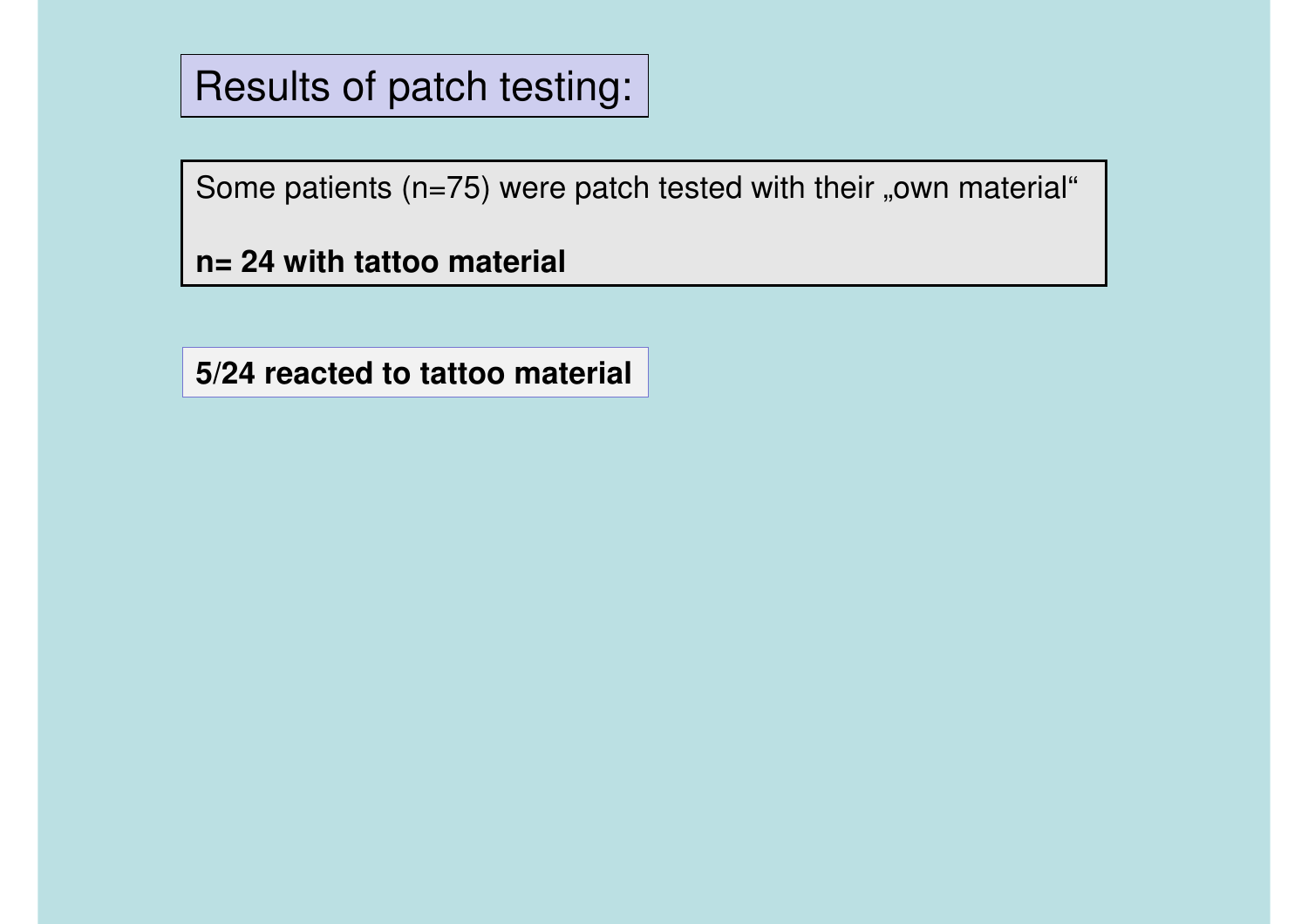# Results of patch testing:

Some patients (n=75) were patch tested with their „own material“

**n= 24 with tattoo material**

**5/24 reacted to tattoo material**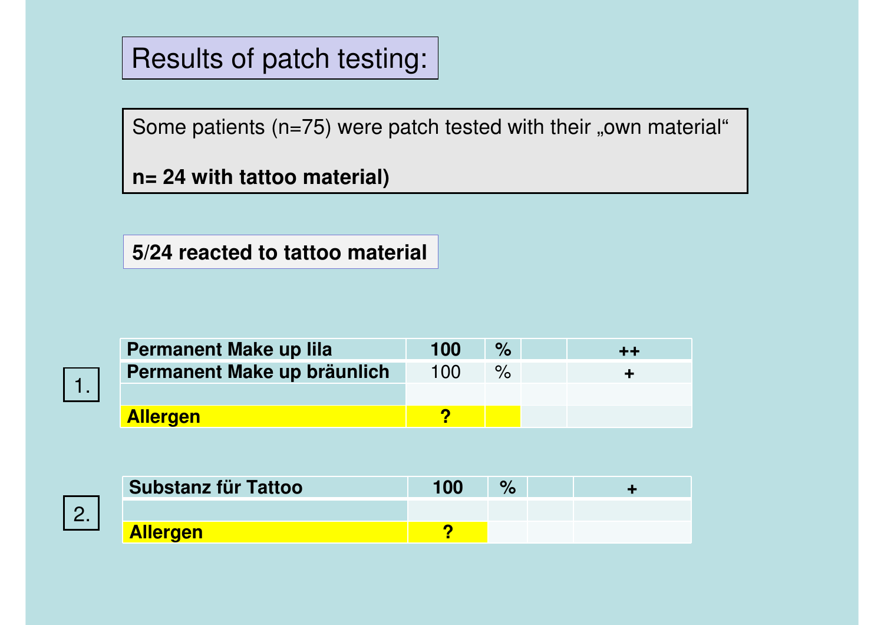# Results of patch testing:

Some patients (n=75) were patch tested with their „own material“

**n= 24 with tattoo material)**

**5/24 reacted to tattoo material**

1.

| | | | | |
|---|---|---|---|---|
| **Permanent Make up lila** | **100** | **%** | | **++** |
| **Permanent Make up bräunlich** | 100 | % | | **+** |
| | | | | |
| **Allergen** | **?** | | | |

2.

| | | | | |
|---|---|---|---|---|
| **Substanz für Tattoo** | **100** | **%** | | **+** |
| | | | | |
| **Allergen** | **?** | | | |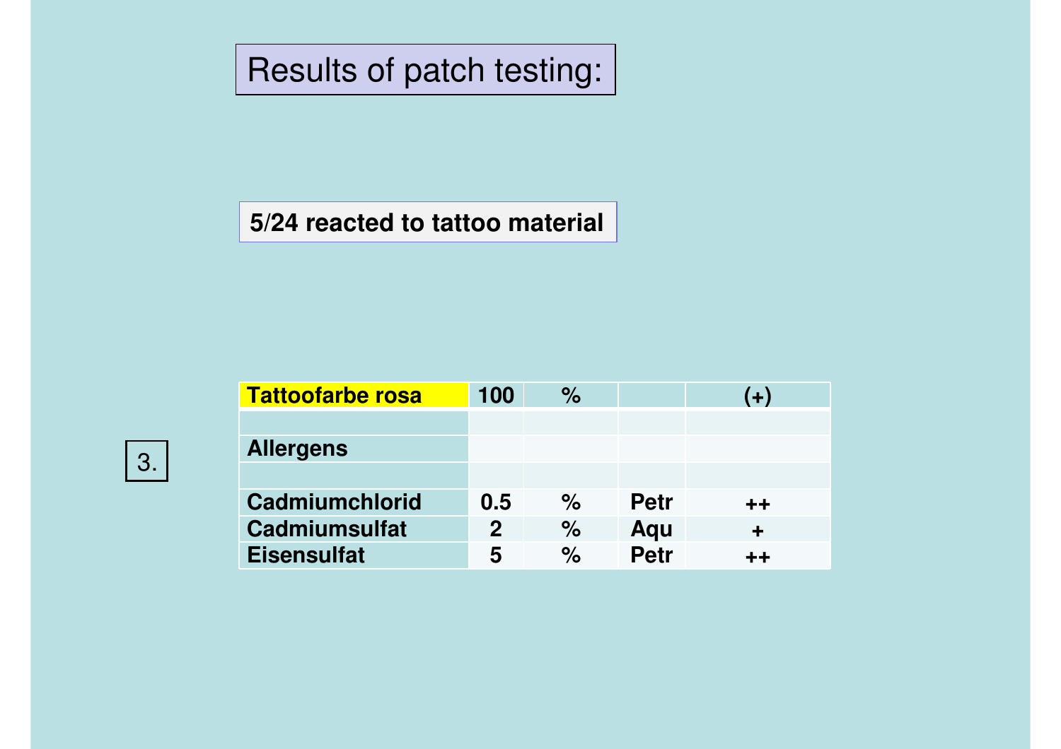# Results of patch testing:

**5/24 reacted to tattoo material**

3.

| **Tattoofarbe rosa** | **100** | **%** | | **(+)** |
|---|---|---|---|---|
| | | | | |
| **Allergens** | | | | |
| | | | | |
| **Cadmiumchlorid** | **0.5** | **%** | **Petr** | **++** |
| **Cadmiumsulfat** | **2** | **%** | **Aqu** | **+** |
| **Eisensulfat** | **5** | **%** | **Petr** | **++** |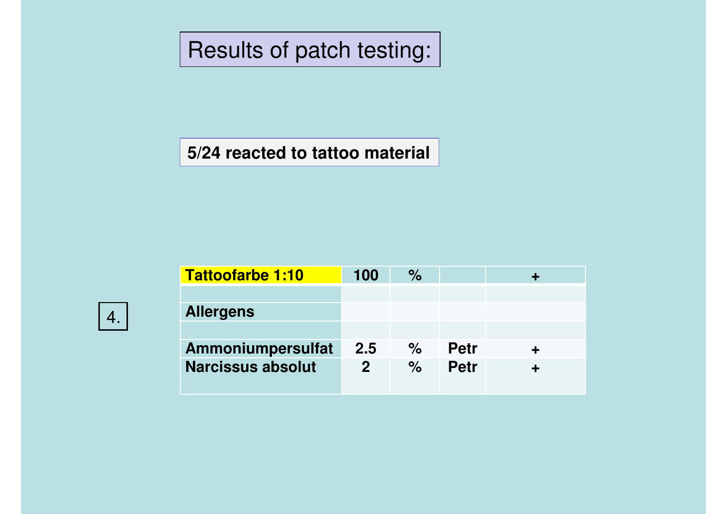# Results of patch testing:

**5/24 reacted to tattoo material**

4.

| **Tattoofarbe 1:10** | **100** | **%** | | **+** |
|---|---|---|---|---|
| | | | | |
| **Allergens** | | | | |
| | | | | |
| **Ammoniumpersulfat** | **2.5** | **%** | **Petr** | **+** |
| **Narcissus absolut** | **2** | **%** | **Petr** | **+** |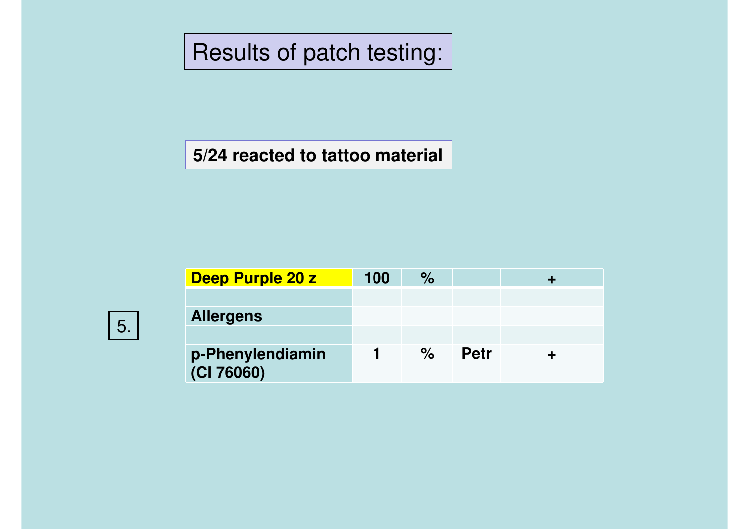# Results of patch testing:

**5/24 reacted to tattoo material**

5.

| **Deep Purple 20 z** | **100** | **%** | | **+** |
|---|---|---|---|---|
| | | | | |
| **Allergens** | | | | |
| | | | | |
| **p-Phenylendiamin (CI 76060)** | **1** | **%** | **Petr** | **+** |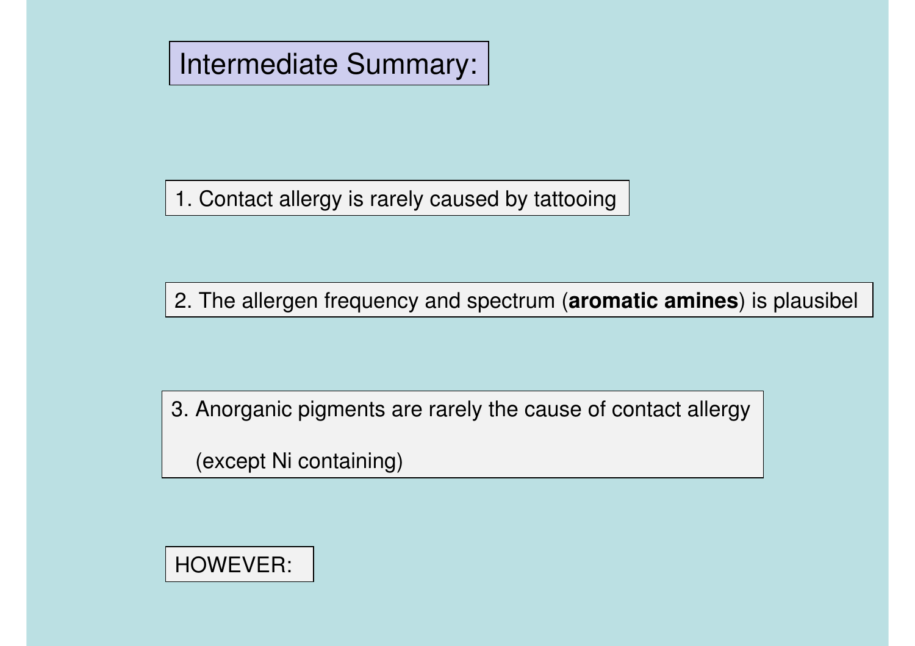# Intermediate Summary:

1. Contact allergy is rarely caused by tattooing

2. The allergen frequency and spectrum (**aromatic amines**) is plausibel

3. Anorganic pigments are rarely the cause of contact allergy

   (except Ni containing)

HOWEVER: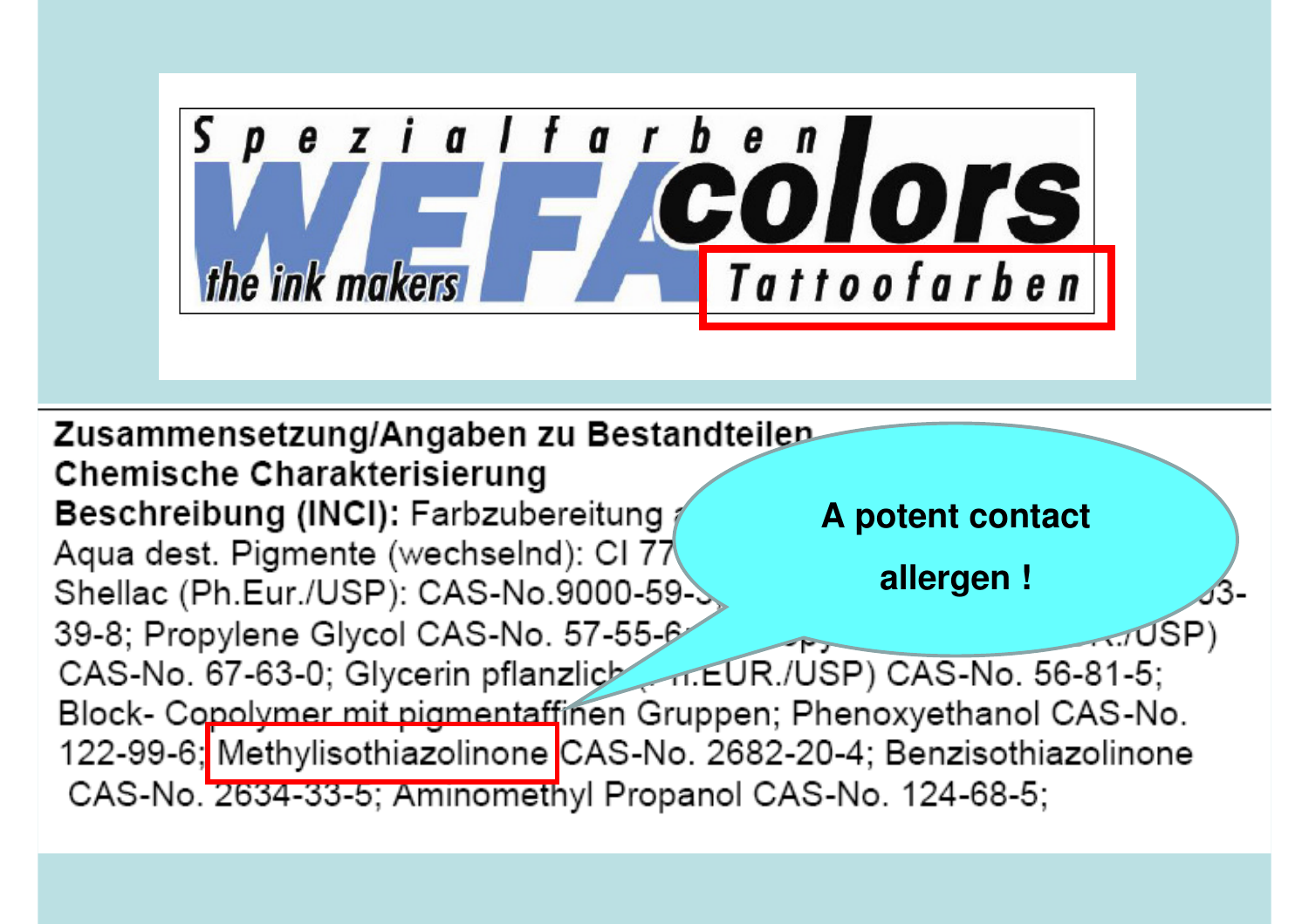Spezialfarben WEFA colors the ink makers Tattoofarben

**Zusammensetzung/Angaben zu Bestandteilen**
**Chemische Charakterisierung**
**Beschreibung (INCI):** Farbzubereitung a
Aqua dest. Pigmente (wechselnd): CI 77
Shellac (Ph.Eur./USP): CAS-No.9000-59-3 ... 93-39-8; Propylene Glycol CAS-No. 57-55-6; ... ./USP) CAS-No. 67-63-0; Glycerin pflanzlich (Ph.EUR./USP) CAS-No. 56-81-5; Block- Copolymer mit pigmentaffinen Gruppen; Phenoxyethanol CAS-No. 122-99-6; Methylisothiazolinone CAS-No. 2682-20-4; Benzisothiazolinone CAS-No. 2634-33-5; Aminomethyl Propanol CAS-No. 124-68-5;

A potent contact allergen !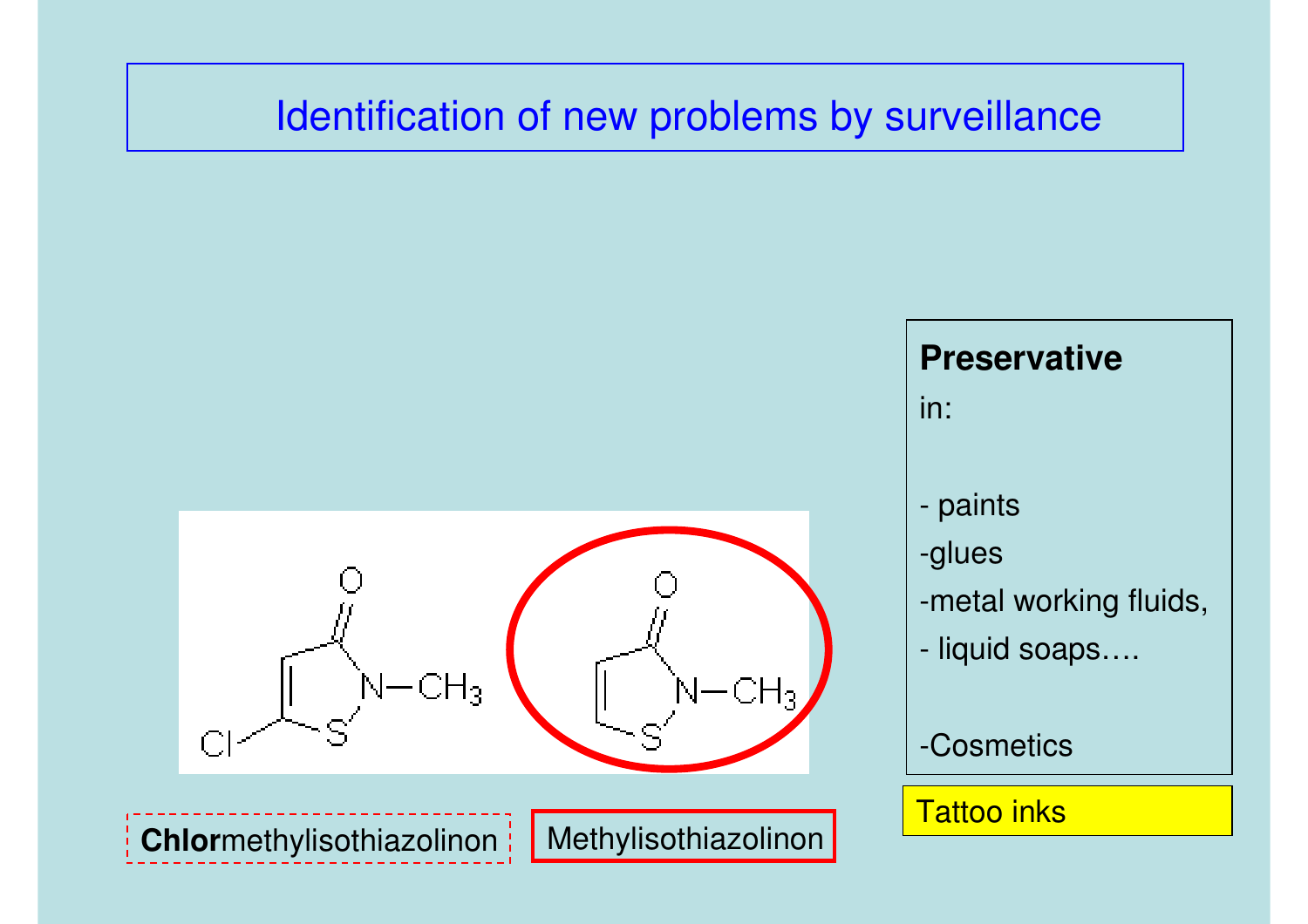# Identification of new problems by surveillance

**Chlor**methylisothiazolinon

Methylisothiazolinon

**Preservative**

in:

- paints
- glues
- metal working fluids,
- liquid soaps….

- Cosmetics

Tattoo inks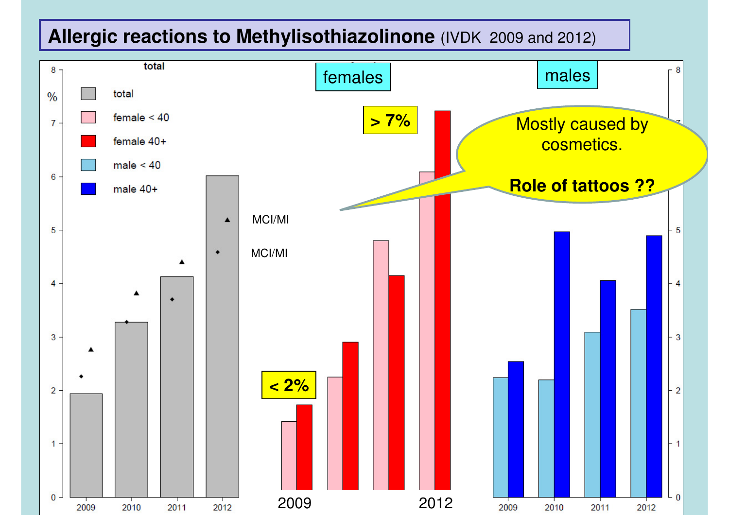## Allergic reactions to Methylisothiazolinone (IVDK 2009 and 2012)

total

- total
- female < 40
- female 40+
- male < 40
- male 40+

%

MCI/MI

MCI/MI

females

males

> 7%

< 2%

Mostly caused by cosmetics.

**Role of tattoos ??**

2009 2010 2011 2012

2009 2012

2009 2010 2011 2012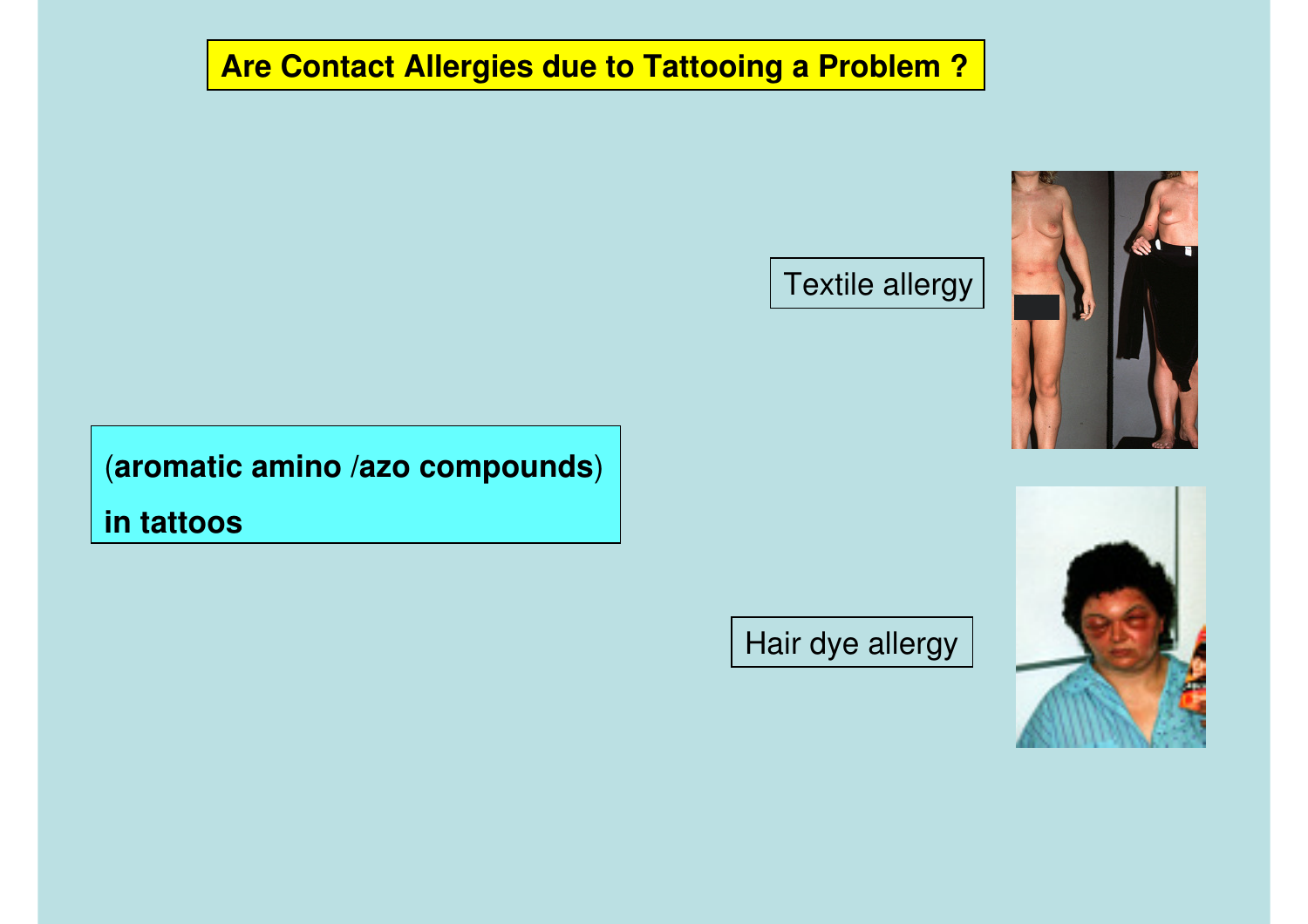# Are Contact Allergies due to Tattooing a Problem ?

Textile allergy

(**aromatic amino /azo compounds**)

**in tattoos**

Hair dye allergy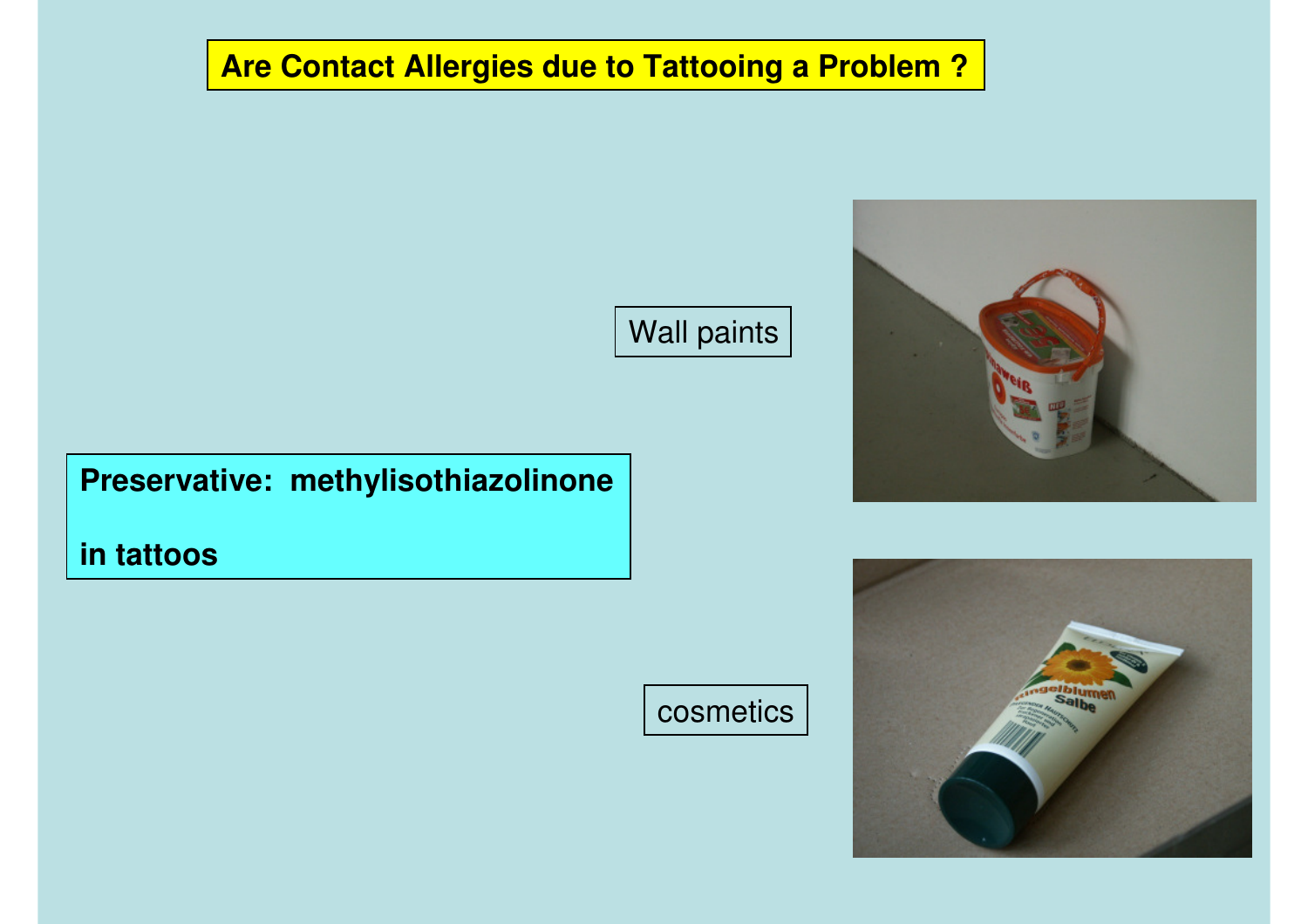# Are Contact Allergies due to Tattooing a Problem ?

Wall paints

**Preservative: methylisothiazolinone**

**in tattoos**

cosmetics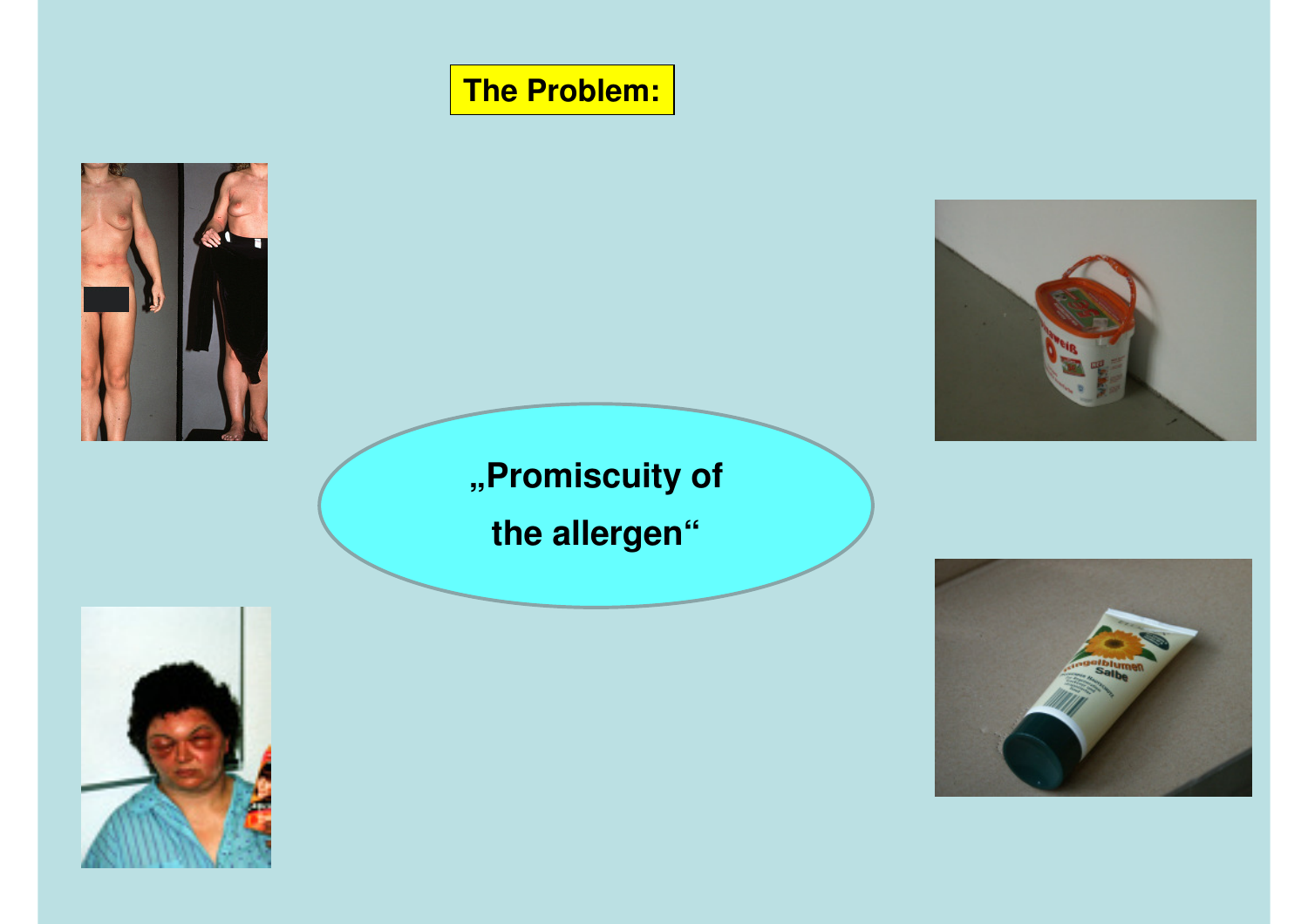# The Problem:

„Promiscuity of the allergen“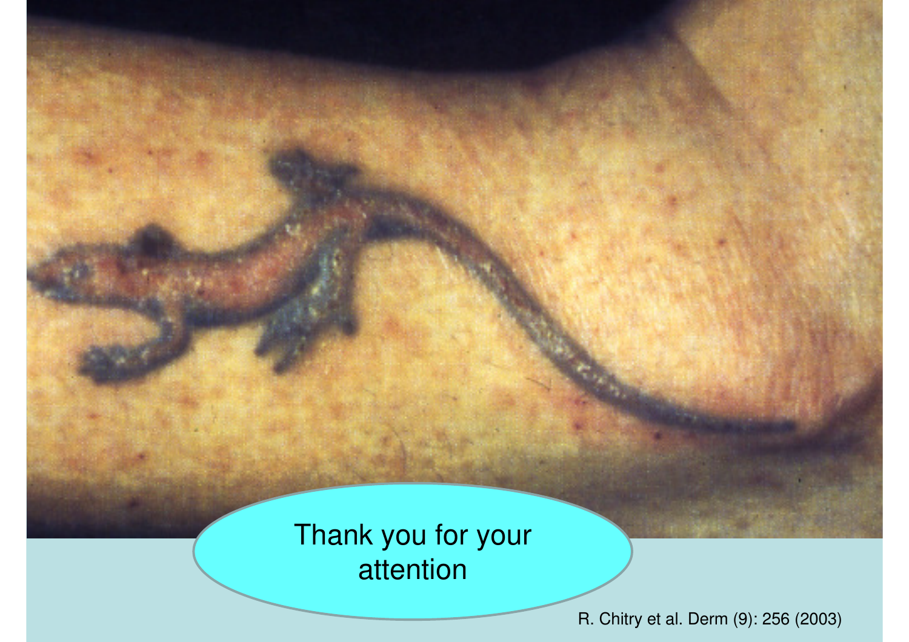Thank you for your attention

R. Chitry et al. Derm (9): 256 (2003)